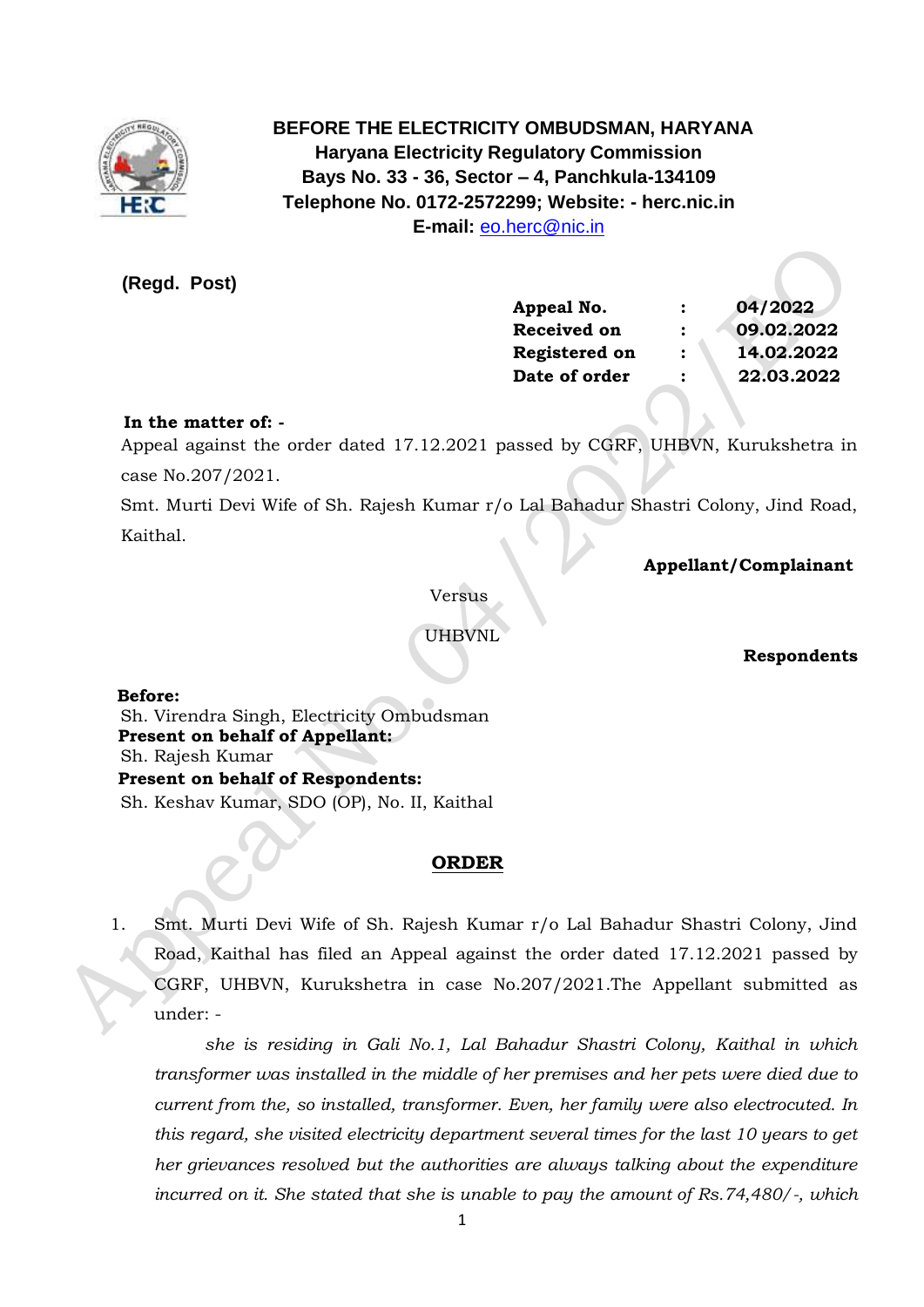**BEFORE THE ELECTRICITY OMBUDSMAN, HARYANA**
**Haryana Electricity Regulatory Commission**
**Bays No. 33 - 36, Sector – 4, Panchkula-134109**
**Telephone No. 0172-2572299; Website: - herc.nic.in**
**E-mail:** eo.herc@nic.in

**(Regd. Post)**

| | | |
|---|---|---|
| **Appeal No.** | **:** | **04/2022** |
| **Received on** | **:** | **09.02.2022** |
| **Registered on** | **:** | **14.02.2022** |
| **Date of order** | **:** | **22.03.2022** |

**In the matter of: -**

Appeal against the order dated 17.12.2021 passed by CGRF, UHBVN, Kurukshetra in case No.207/2021.

Smt. Murti Devi Wife of Sh. Rajesh Kumar r/o Lal Bahadur Shastri Colony, Jind Road, Kaithal.

**Appellant/Complainant**

Versus

UHBVNL

**Respondents**

**Before:**
Sh. Virendra Singh, Electricity Ombudsman
**Present on behalf of Appellant:**
Sh. Rajesh Kumar
**Present on behalf of Respondents:**
Sh. Keshav Kumar, SDO (OP), No. II, Kaithal

## ORDER

1. Smt. Murti Devi Wife of Sh. Rajesh Kumar r/o Lal Bahadur Shastri Colony, Jind Road, Kaithal has filed an Appeal against the order dated 17.12.2021 passed by CGRF, UHBVN, Kurukshetra in case No.207/2021.The Appellant submitted as under: -

   *she is residing in Gali No.1, Lal Bahadur Shastri Colony, Kaithal in which transformer was installed in the middle of her premises and her pets were died due to current from the, so installed, transformer. Even, her family were also electrocuted. In this regard, she visited electricity department several times for the last 10 years to get her grievances resolved but the authorities are always talking about the expenditure incurred on it. She stated that she is unable to pay the amount of Rs.74,480/-, which*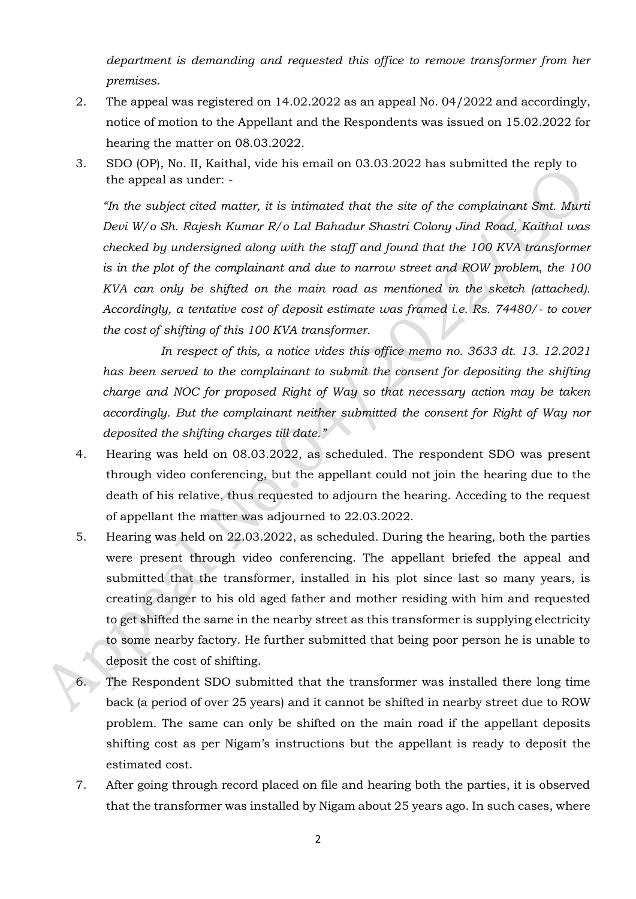*department is demanding and requested this office to remove transformer from her premises.*

2. The appeal was registered on 14.02.2022 as an appeal No. 04/2022 and accordingly, notice of motion to the Appellant and the Respondents was issued on 15.02.2022 for hearing the matter on 08.03.2022.

3. SDO (OP), No. II, Kaithal, vide his email on 03.03.2022 has submitted the reply to the appeal as under: -

   *"In the subject cited matter, it is intimated that the site of the complainant Smt. Murti Devi W/o Sh. Rajesh Kumar R/o Lal Bahadur Shastri Colony Jind Road, Kaithal was checked by undersigned along with the staff and found that the 100 KVA transformer is in the plot of the complainant and due to narrow street and ROW problem, the 100 KVA can only be shifted on the main road as mentioned in the sketch (attached). Accordingly, a tentative cost of deposit estimate was framed i.e. Rs. 74480/- to cover the cost of shifting of this 100 KVA transformer.*

   *In respect of this, a notice vides this office memo no. 3633 dt. 13. 12.2021 has been served to the complainant to submit the consent for depositing the shifting charge and NOC for proposed Right of Way so that necessary action may be taken accordingly. But the complainant neither submitted the consent for Right of Way nor deposited the shifting charges till date."*

4. Hearing was held on 08.03.2022, as scheduled. The respondent SDO was present through video conferencing, but the appellant could not join the hearing due to the death of his relative, thus requested to adjourn the hearing. Acceding to the request of appellant the matter was adjourned to 22.03.2022.

5. Hearing was held on 22.03.2022, as scheduled. During the hearing, both the parties were present through video conferencing. The appellant briefed the appeal and submitted that the transformer, installed in his plot since last so many years, is creating danger to his old aged father and mother residing with him and requested to get shifted the same in the nearby street as this transformer is supplying electricity to some nearby factory. He further submitted that being poor person he is unable to deposit the cost of shifting.

6. The Respondent SDO submitted that the transformer was installed there long time back (a period of over 25 years) and it cannot be shifted in nearby street due to ROW problem. The same can only be shifted on the main road if the appellant deposits shifting cost as per Nigam's instructions but the appellant is ready to deposit the estimated cost.

7. After going through record placed on file and hearing both the parties, it is observed that the transformer was installed by Nigam about 25 years ago. In such cases, where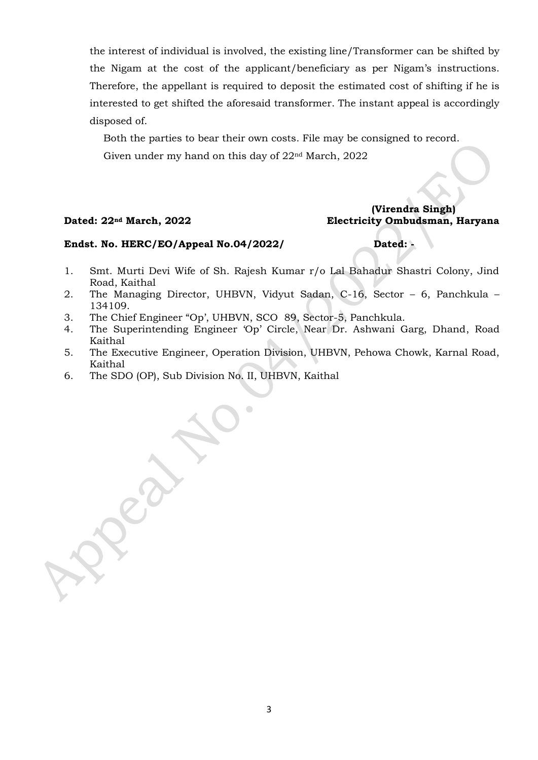the interest of individual is involved, the existing line/Transformer can be shifted by the Nigam at the cost of the applicant/beneficiary as per Nigam's instructions. Therefore, the appellant is required to deposit the estimated cost of shifting if he is interested to get shifted the aforesaid transformer. The instant appeal is accordingly disposed of.

Both the parties to bear their own costs. File may be consigned to record.

Given under my hand on this day of 22nd March, 2022

**Dated: 22nd March, 2022**

**(Virendra Singh)**
**Electricity Ombudsman, Haryana**

**Endst. No. HERC/EO/Appeal No.04/2022/ Dated: -**

1. Smt. Murti Devi Wife of Sh. Rajesh Kumar r/o Lal Bahadur Shastri Colony, Jind Road, Kaithal
2. The Managing Director, UHBVN, Vidyut Sadan, C-16, Sector – 6, Panchkula – 134109.
3. The Chief Engineer "Op', UHBVN, SCO 89, Sector-5, Panchkula.
4. The Superintending Engineer 'Op' Circle, Near Dr. Ashwani Garg, Dhand, Road Kaithal
5. The Executive Engineer, Operation Division, UHBVN, Pehowa Chowk, Karnal Road, Kaithal
6. The SDO (OP), Sub Division No. II, UHBVN, Kaithal